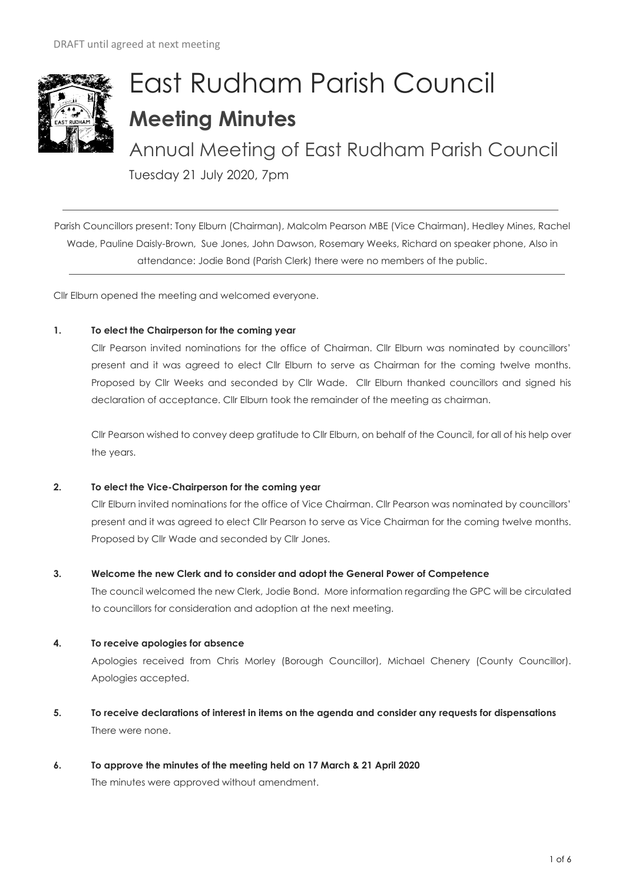DRAFT until agreed at next meeting

# East Rudham Parish Council

## Meeting Minutes

### Annual Meeting of East Rudham Parish Council

Tuesday 21 July 2020, 7pm

---

Parish Councillors present: Tony Elburn (Chairman), Malcolm Pearson MBE (Vice Chairman), Hedley Mines, Rachel Wade, Pauline Daisly-Brown, Sue Jones, John Dawson, Rosemary Weeks, Richard on speaker phone, Also in attendance: Jodie Bond (Parish Clerk) there were no members of the public.

---

Cllr Elburn opened the meeting and welcomed everyone.

**1. To elect the Chairperson for the coming year**

Cllr Pearson invited nominations for the office of Chairman. Cllr Elburn was nominated by councillors' present and it was agreed to elect Cllr Elburn to serve as Chairman for the coming twelve months. Proposed by Cllr Weeks and seconded by Cllr Wade. Cllr Elburn thanked councillors and signed his declaration of acceptance. Cllr Elburn took the remainder of the meeting as chairman.

Cllr Pearson wished to convey deep gratitude to Cllr Elburn, on behalf of the Council, for all of his help over the years.

**2. To elect the Vice-Chairperson for the coming year**

Cllr Elburn invited nominations for the office of Vice Chairman. Cllr Pearson was nominated by councillors' present and it was agreed to elect Cllr Pearson to serve as Vice Chairman for the coming twelve months. Proposed by Cllr Wade and seconded by Cllr Jones.

**3. Welcome the new Clerk and to consider and adopt the General Power of Competence**

The council welcomed the new Clerk, Jodie Bond. More information regarding the GPC will be circulated to councillors for consideration and adoption at the next meeting.

**4. To receive apologies for absence**

Apologies received from Chris Morley (Borough Councillor), Michael Chenery (County Councillor). Apologies accepted.

**5. To receive declarations of interest in items on the agenda and consider any requests for dispensations**

There were none.

**6. To approve the minutes of the meeting held on 17 March & 21 April 2020**

The minutes were approved without amendment.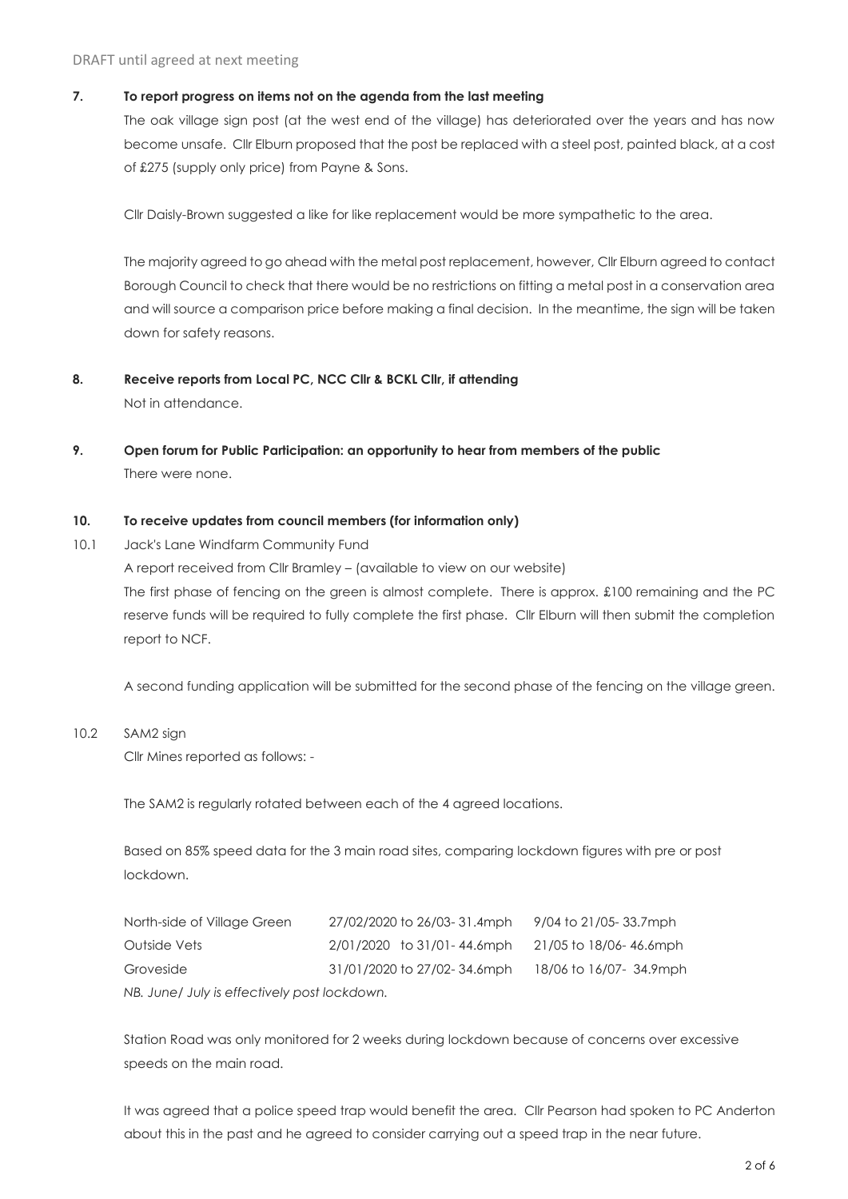DRAFT until agreed at next meeting

**7. To report progress on items not on the agenda from the last meeting**

The oak village sign post (at the west end of the village) has deteriorated over the years and has now become unsafe. Cllr Elburn proposed that the post be replaced with a steel post, painted black, at a cost of £275 (supply only price) from Payne & Sons.

Cllr Daisly-Brown suggested a like for like replacement would be more sympathetic to the area.

The majority agreed to go ahead with the metal post replacement, however, Cllr Elburn agreed to contact Borough Council to check that there would be no restrictions on fitting a metal post in a conservation area and will source a comparison price before making a final decision. In the meantime, the sign will be taken down for safety reasons.

**8. Receive reports from Local PC, NCC Cllr & BCKL Cllr, if attending**

Not in attendance.

**9. Open forum for Public Participation: an opportunity to hear from members of the public**

There were none.

**10. To receive updates from council members (for information only)**

10.1 Jack's Lane Windfarm Community Fund

A report received from Cllr Bramley – (available to view on our website)

The first phase of fencing on the green is almost complete. There is approx. £100 remaining and the PC reserve funds will be required to fully complete the first phase. Cllr Elburn will then submit the completion report to NCF.

A second funding application will be submitted for the second phase of the fencing on the village green.

10.2 SAM2 sign

Cllr Mines reported as follows: -

The SAM2 is regularly rotated between each of the 4 agreed locations.

Based on 85% speed data for the 3 main road sites, comparing lockdown figures with pre or post lockdown.

| | | |
|---|---|---|
| North-side of Village Green | 27/02/2020 to 26/03- 31.4mph | 9/04 to 21/05- 33.7mph |
| Outside Vets | 2/01/2020 to 31/01- 44.6mph | 21/05 to 18/06- 46.6mph |
| Groveside | 31/01/2020 to 27/02- 34.6mph | 18/06 to 16/07- 34.9mph |

*NB. June/ July is effectively post lockdown.*

Station Road was only monitored for 2 weeks during lockdown because of concerns over excessive speeds on the main road.

It was agreed that a police speed trap would benefit the area. Cllr Pearson had spoken to PC Anderton about this in the past and he agreed to consider carrying out a speed trap in the near future.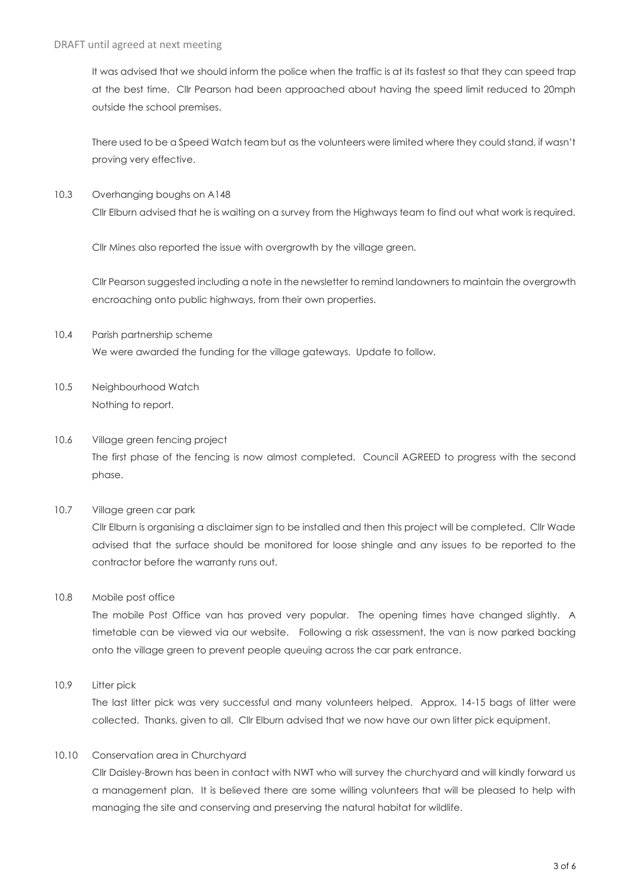It was advised that we should inform the police when the traffic is at its fastest so that they can speed trap at the best time. Cllr Pearson had been approached about having the speed limit reduced to 20mph outside the school premises.

There used to be a Speed Watch team but as the volunteers were limited where they could stand, if wasn't proving very effective.

10.3 Overhanging boughs on A148

Cllr Elburn advised that he is waiting on a survey from the Highways team to find out what work is required.

Cllr Mines also reported the issue with overgrowth by the village green.

Cllr Pearson suggested including a note in the newsletter to remind landowners to maintain the overgrowth encroaching onto public highways, from their own properties.

10.4 Parish partnership scheme

We were awarded the funding for the village gateways. Update to follow.

10.5 Neighbourhood Watch

Nothing to report.

10.6 Village green fencing project

The first phase of the fencing is now almost completed. Council AGREED to progress with the second phase.

10.7 Village green car park

Cllr Elburn is organising a disclaimer sign to be installed and then this project will be completed. Cllr Wade advised that the surface should be monitored for loose shingle and any issues to be reported to the contractor before the warranty runs out.

10.8 Mobile post office

The mobile Post Office van has proved very popular. The opening times have changed slightly. A timetable can be viewed via our website. Following a risk assessment, the van is now parked backing onto the village green to prevent people queuing across the car park entrance.

10.9 Litter pick

The last litter pick was very successful and many volunteers helped. Approx. 14-15 bags of litter were collected. Thanks, given to all. Cllr Elburn advised that we now have our own litter pick equipment.

10.10 Conservation area in Churchyard

Cllr Daisley-Brown has been in contact with NWT who will survey the churchyard and will kindly forward us a management plan. It is believed there are some willing volunteers that will be pleased to help with managing the site and conserving and preserving the natural habitat for wildlife.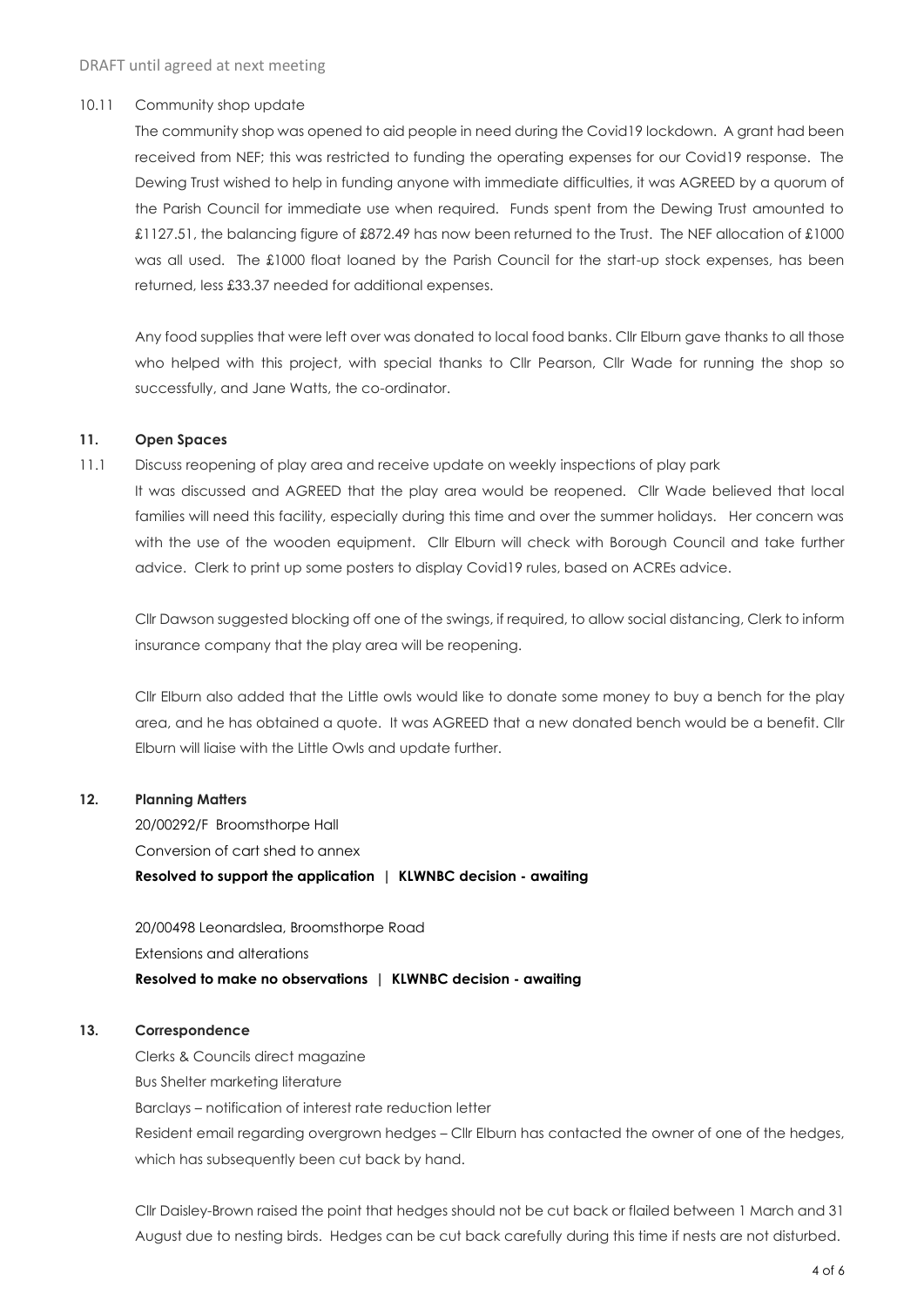DRAFT until agreed at next meeting

10.11 Community shop update

The community shop was opened to aid people in need during the Covid19 lockdown. A grant had been received from NEF; this was restricted to funding the operating expenses for our Covid19 response. The Dewing Trust wished to help in funding anyone with immediate difficulties, it was AGREED by a quorum of the Parish Council for immediate use when required. Funds spent from the Dewing Trust amounted to £1127.51, the balancing figure of £872.49 has now been returned to the Trust. The NEF allocation of £1000 was all used. The £1000 float loaned by the Parish Council for the start-up stock expenses, has been returned, less £33.37 needed for additional expenses.

Any food supplies that were left over was donated to local food banks. Cllr Elburn gave thanks to all those who helped with this project, with special thanks to Cllr Pearson, Cllr Wade for running the shop so successfully, and Jane Watts, the co-ordinator.

## 11. Open Spaces

11.1 Discuss reopening of play area and receive update on weekly inspections of play park

It was discussed and AGREED that the play area would be reopened. Cllr Wade believed that local families will need this facility, especially during this time and over the summer holidays. Her concern was with the use of the wooden equipment. Cllr Elburn will check with Borough Council and take further advice. Clerk to print up some posters to display Covid19 rules, based on ACREs advice.

Cllr Dawson suggested blocking off one of the swings, if required, to allow social distancing, Clerk to inform insurance company that the play area will be reopening.

Cllr Elburn also added that the Little owls would like to donate some money to buy a bench for the play area, and he has obtained a quote. It was AGREED that a new donated bench would be a benefit. Cllr Elburn will liaise with the Little Owls and update further.

## 12. Planning Matters

20/00292/F Broomsthorpe Hall
Conversion of cart shed to annex
**Resolved to support the application | KLWNBC decision - awaiting**

20/00498 Leonardslea, Broomsthorpe Road
Extensions and alterations
**Resolved to make no observations | KLWNBC decision - awaiting**

## 13. Correspondence

Clerks & Councils direct magazine
Bus Shelter marketing literature
Barclays – notification of interest rate reduction letter
Resident email regarding overgrown hedges – Cllr Elburn has contacted the owner of one of the hedges, which has subsequently been cut back by hand.

Cllr Daisley-Brown raised the point that hedges should not be cut back or flailed between 1 March and 31 August due to nesting birds. Hedges can be cut back carefully during this time if nests are not disturbed.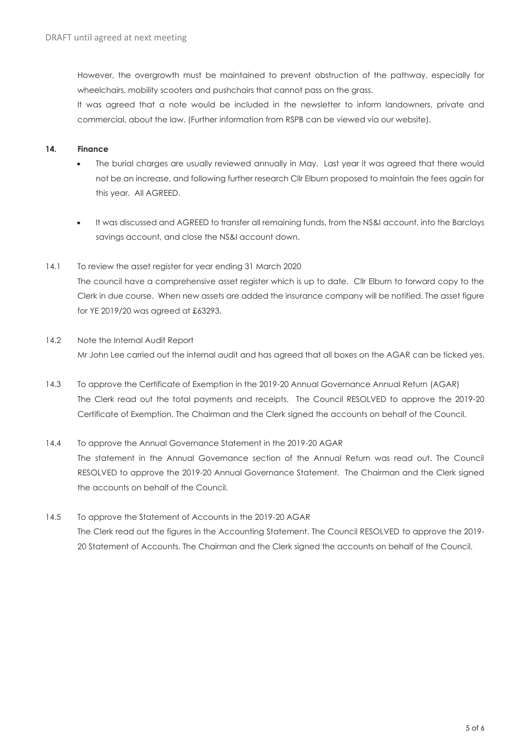However, the overgrowth must be maintained to prevent obstruction of the pathway, especially for wheelchairs, mobility scooters and pushchairs that cannot pass on the grass.

It was agreed that a note would be included in the newsletter to inform landowners, private and commercial, about the law. (Further information from RSPB can be viewed via our website).

**14. Finance**

- The burial charges are usually reviewed annually in May. Last year it was agreed that there would not be an increase, and following further research Cllr Elburn proposed to maintain the fees again for this year. All AGREED.

- It was discussed and AGREED to transfer all remaining funds, from the NS&I account, into the Barclays savings account, and close the NS&I account down.

14.1 To review the asset register for year ending 31 March 2020

The council have a comprehensive asset register which is up to date. Cllr Elburn to forward copy to the Clerk in due course. When new assets are added the insurance company will be notified. The asset figure for YE 2019/20 was agreed at £63293.

14.2 Note the Internal Audit Report

Mr John Lee carried out the internal audit and has agreed that all boxes on the AGAR can be ticked yes.

14.3 To approve the Certificate of Exemption in the 2019-20 Annual Governance Annual Return (AGAR)

The Clerk read out the total payments and receipts. The Council RESOLVED to approve the 2019-20 Certificate of Exemption. The Chairman and the Clerk signed the accounts on behalf of the Council.

14.4 To approve the Annual Governance Statement in the 2019-20 AGAR

The statement in the Annual Governance section of the Annual Return was read out. The Council RESOLVED to approve the 2019-20 Annual Governance Statement. The Chairman and the Clerk signed the accounts on behalf of the Council.

14.5 To approve the Statement of Accounts in the 2019-20 AGAR

The Clerk read out the figures in the Accounting Statement. The Council RESOLVED to approve the 2019-20 Statement of Accounts. The Chairman and the Clerk signed the accounts on behalf of the Council.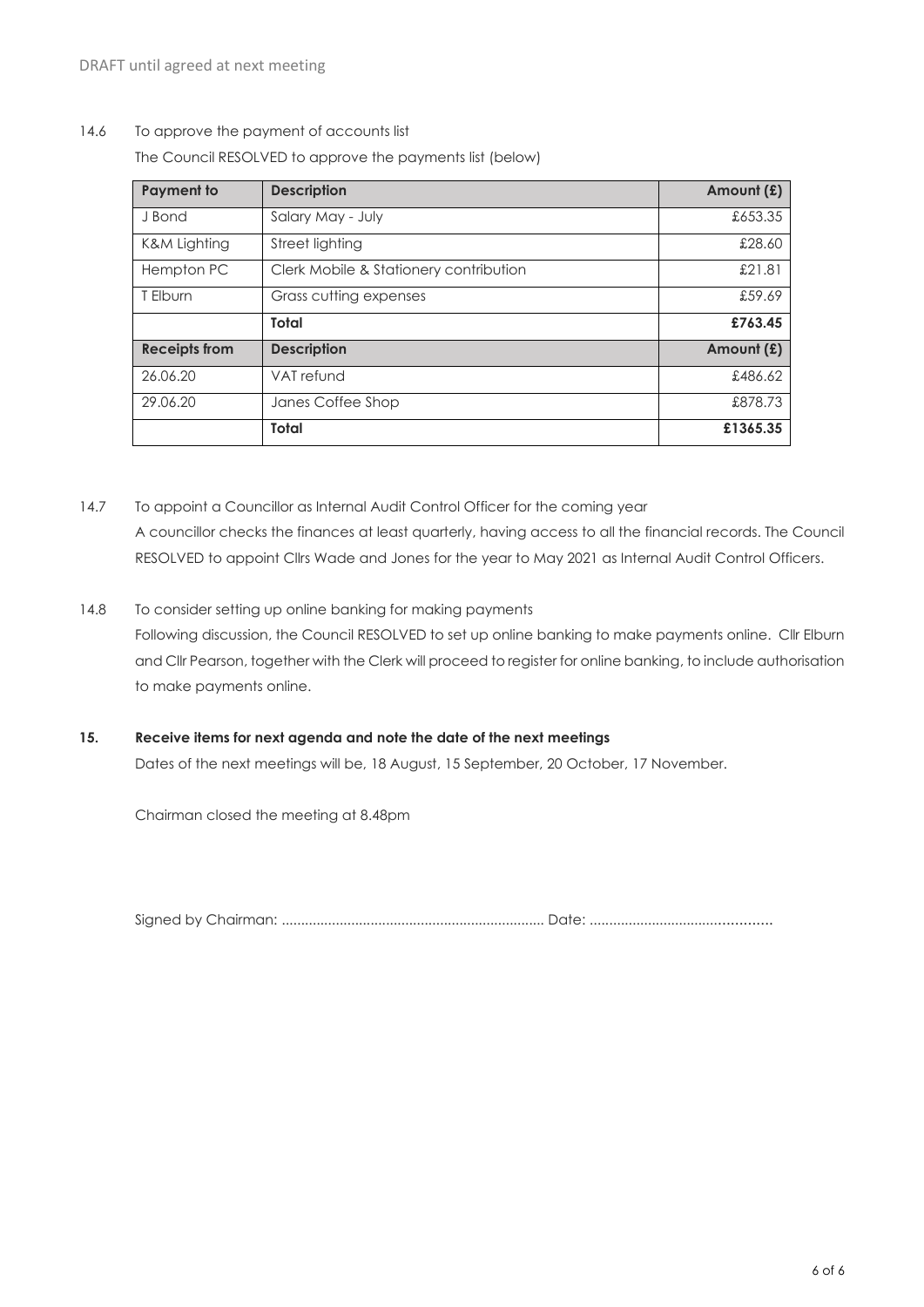DRAFT until agreed at next meeting

14.6 To approve the payment of accounts list

The Council RESOLVED to approve the payments list (below)

| Payment to | Description | Amount (£) |
|---|---|---|
| J Bond | Salary May - July | £653.35 |
| K&M Lighting | Street lighting | £28.60 |
| Hempton PC | Clerk Mobile & Stationery contribution | £21.81 |
| T Elburn | Grass cutting expenses | £59.69 |
| | **Total** | **£763.45** |
| **Receipts from** | **Description** | **Amount (£)** |
| 26.06.20 | VAT refund | £486.62 |
| 29.06.20 | Janes Coffee Shop | £878.73 |
| | **Total** | **£1365.35** |

14.7 To appoint a Councillor as Internal Audit Control Officer for the coming year

A councillor checks the finances at least quarterly, having access to all the financial records. The Council RESOLVED to appoint Cllrs Wade and Jones for the year to May 2021 as Internal Audit Control Officers.

14.8 To consider setting up online banking for making payments

Following discussion, the Council RESOLVED to set up online banking to make payments online. Cllr Elburn and Cllr Pearson, together with the Clerk will proceed to register for online banking, to include authorisation to make payments online.

**15. Receive items for next agenda and note the date of the next meetings**

Dates of the next meetings will be, 18 August, 15 September, 20 October, 17 November.

Chairman closed the meeting at 8.48pm

Signed by Chairman: .................................................................... Date: .............................................